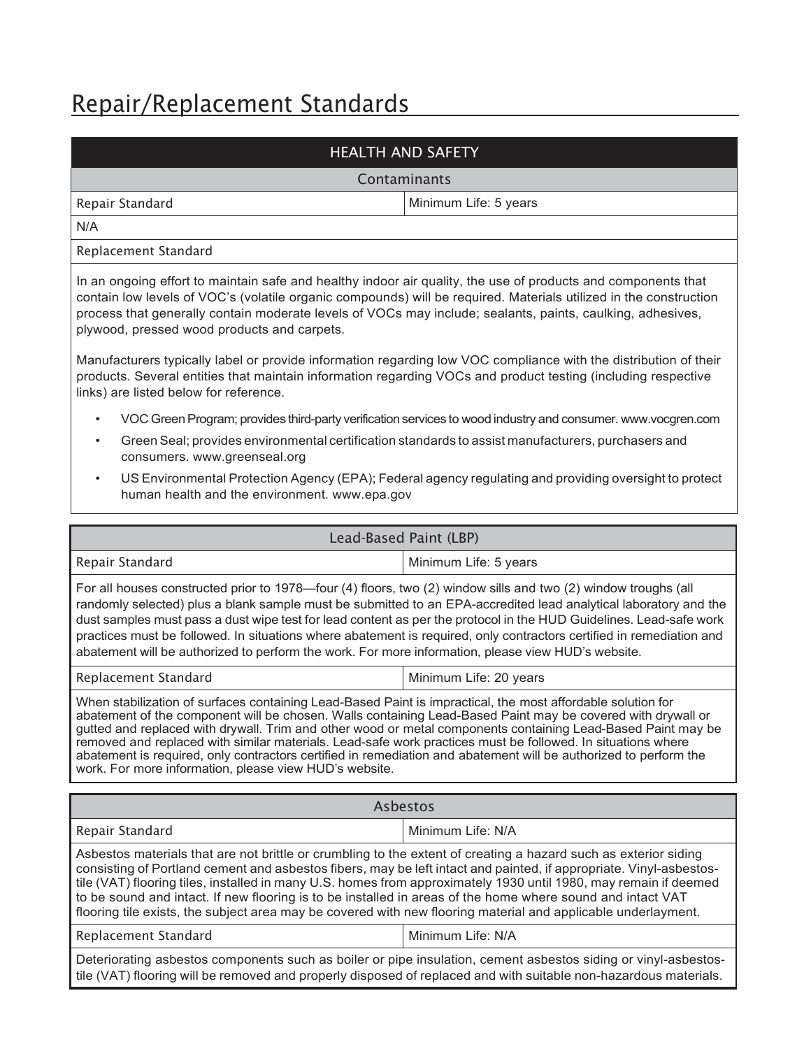# Repair/Replacement Standards

## HEALTH AND SAFETY

### Contaminants

| Repair Standard | Minimum Life: 5 years |
|---|---|

N/A

Replacement Standard

In an ongoing effort to maintain safe and healthy indoor air quality, the use of products and components that contain low levels of VOC's (volatile organic compounds) will be required. Materials utilized in the construction process that generally contain moderate levels of VOCs may include; sealants, paints, caulking, adhesives, plywood, pressed wood products and carpets.

Manufacturers typically label or provide information regarding low VOC compliance with the distribution of their products. Several entities that maintain information regarding VOCs and product testing (including respective links) are listed below for reference.

- VOC Green Program; provides third-party verification services to wood industry and consumer. www.vocgren.com
- Green Seal; provides environmental certification standards to assist manufacturers, purchasers and consumers. www.greenseal.org
- US Environmental Protection Agency (EPA); Federal agency regulating and providing oversight to protect human health and the environment. www.epa.gov

### Lead-Based Paint (LBP)

| Repair Standard | Minimum Life: 5 years |
|---|---|

For all houses constructed prior to 1978—four (4) floors, two (2) window sills and two (2) window troughs (all randomly selected) plus a blank sample must be submitted to an EPA-accredited lead analytical laboratory and the dust samples must pass a dust wipe test for lead content as per the protocol in the HUD Guidelines. Lead-safe work practices must be followed. In situations where abatement is required, only contractors certified in remediation and abatement will be authorized to perform the work. For more information, please view HUD's website.

| Replacement Standard | Minimum Life: 20 years |
|---|---|

When stabilization of surfaces containing Lead-Based Paint is impractical, the most affordable solution for abatement of the component will be chosen. Walls containing Lead-Based Paint may be covered with drywall or gutted and replaced with drywall. Trim and other wood or metal components containing Lead-Based Paint may be removed and replaced with similar materials. Lead-safe work practices must be followed. In situations where abatement is required, only contractors certified in remediation and abatement will be authorized to perform the work. For more information, please view HUD's website.

### Asbestos

| Repair Standard | Minimum Life: N/A |
|---|---|

Asbestos materials that are not brittle or crumbling to the extent of creating a hazard such as exterior siding consisting of Portland cement and asbestos fibers, may be left intact and painted, if appropriate. Vinyl-asbestos-tile (VAT) flooring tiles, installed in many U.S. homes from approximately 1930 until 1980, may remain if deemed to be sound and intact. If new flooring is to be installed in areas of the home where sound and intact VAT flooring tile exists, the subject area may be covered with new flooring material and applicable underlayment.

| Replacement Standard | Minimum Life: N/A |
|---|---|

Deteriorating asbestos components such as boiler or pipe insulation, cement asbestos siding or vinyl-asbestos-tile (VAT) flooring will be removed and properly disposed of replaced and with suitable non-hazardous materials.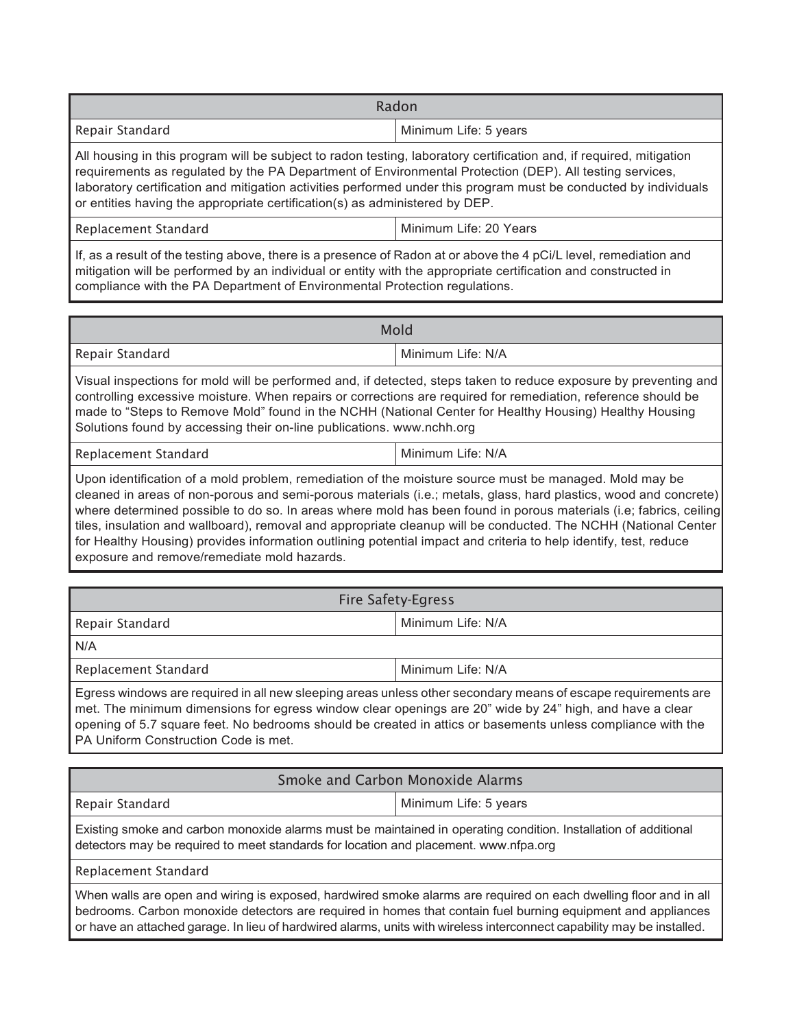## Radon

| Repair Standard | Minimum Life: 5 years |
|---|---|

All housing in this program will be subject to radon testing, laboratory certification and, if required, mitigation requirements as regulated by the PA Department of Environmental Protection (DEP). All testing services, laboratory certification and mitigation activities performed under this program must be conducted by individuals or entities having the appropriate certification(s) as administered by DEP.

| Replacement Standard | Minimum Life: 20 Years |
|---|---|

If, as a result of the testing above, there is a presence of Radon at or above the 4 pCi/L level, remediation and mitigation will be performed by an individual or entity with the appropriate certification and constructed in compliance with the PA Department of Environmental Protection regulations.

## Mold

| Repair Standard | Minimum Life: N/A |
|---|---|

Visual inspections for mold will be performed and, if detected, steps taken to reduce exposure by preventing and controlling excessive moisture. When repairs or corrections are required for remediation, reference should be made to "Steps to Remove Mold" found in the NCHH (National Center for Healthy Housing) Healthy Housing Solutions found by accessing their on-line publications. www.nchh.org

| Replacement Standard | Minimum Life: N/A |
|---|---|

Upon identification of a mold problem, remediation of the moisture source must be managed. Mold may be cleaned in areas of non-porous and semi-porous materials (i.e.; metals, glass, hard plastics, wood and concrete) where determined possible to do so. In areas where mold has been found in porous materials (i.e; fabrics, ceiling tiles, insulation and wallboard), removal and appropriate cleanup will be conducted. The NCHH (National Center for Healthy Housing) provides information outlining potential impact and criteria to help identify, test, reduce exposure and remove/remediate mold hazards.

## Fire Safety-Egress

| Repair Standard | Minimum Life: N/A |
|---|---|

N/A

| Replacement Standard | Minimum Life: N/A |
|---|---|

Egress windows are required in all new sleeping areas unless other secondary means of escape requirements are met. The minimum dimensions for egress window clear openings are 20" wide by 24" high, and have a clear opening of 5.7 square feet. No bedrooms should be created in attics or basements unless compliance with the PA Uniform Construction Code is met.

## Smoke and Carbon Monoxide Alarms

| Repair Standard | Minimum Life: 5 years |
|---|---|

Existing smoke and carbon monoxide alarms must be maintained in operating condition. Installation of additional detectors may be required to meet standards for location and placement. www.nfpa.org

Replacement Standard

When walls are open and wiring is exposed, hardwired smoke alarms are required on each dwelling floor and in all bedrooms. Carbon monoxide detectors are required in homes that contain fuel burning equipment and appliances or have an attached garage. In lieu of hardwired alarms, units with wireless interconnect capability may be installed.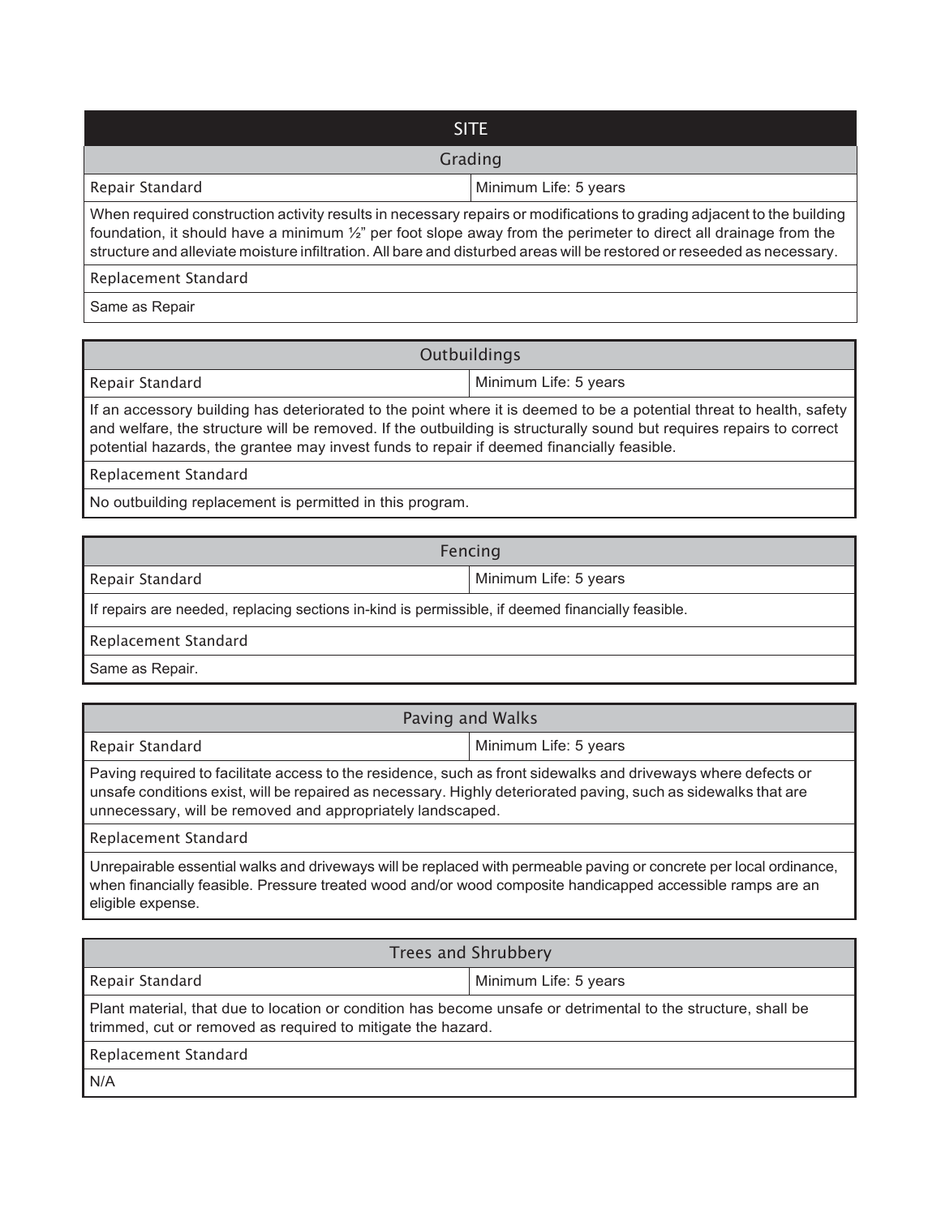# SITE

## Grading

| Repair Standard | Minimum Life: 5 years |
|---|---|
| When required construction activity results in necessary repairs or modifications to grading adjacent to the building foundation, it should have a minimum ½" per foot slope away from the perimeter to direct all drainage from the structure and alleviate moisture infiltration. All bare and disturbed areas will be restored or reseeded as necessary. | |
| **Replacement Standard** | |
| Same as Repair | |

## Outbuildings

| Repair Standard | Minimum Life: 5 years |
|---|---|
| If an accessory building has deteriorated to the point where it is deemed to be a potential threat to health, safety and welfare, the structure will be removed. If the outbuilding is structurally sound but requires repairs to correct potential hazards, the grantee may invest funds to repair if deemed financially feasible. | |
| **Replacement Standard** | |
| No outbuilding replacement is permitted in this program. | |

## Fencing

| Repair Standard | Minimum Life: 5 years |
|---|---|
| If repairs are needed, replacing sections in-kind is permissible, if deemed financially feasible. | |
| **Replacement Standard** | |
| Same as Repair. | |

## Paving and Walks

| Repair Standard | Minimum Life: 5 years |
|---|---|
| Paving required to facilitate access to the residence, such as front sidewalks and driveways where defects or unsafe conditions exist, will be repaired as necessary. Highly deteriorated paving, such as sidewalks that are unnecessary, will be removed and appropriately landscaped. | |
| **Replacement Standard** | |
| Unrepairable essential walks and driveways will be replaced with permeable paving or concrete per local ordinance, when financially feasible. Pressure treated wood and/or wood composite handicapped accessible ramps are an eligible expense. | |

## Trees and Shrubbery

| Repair Standard | Minimum Life: 5 years |
|---|---|
| Plant material, that due to location or condition has become unsafe or detrimental to the structure, shall be trimmed, cut or removed as required to mitigate the hazard. | |
| **Replacement Standard** | |
| N/A | |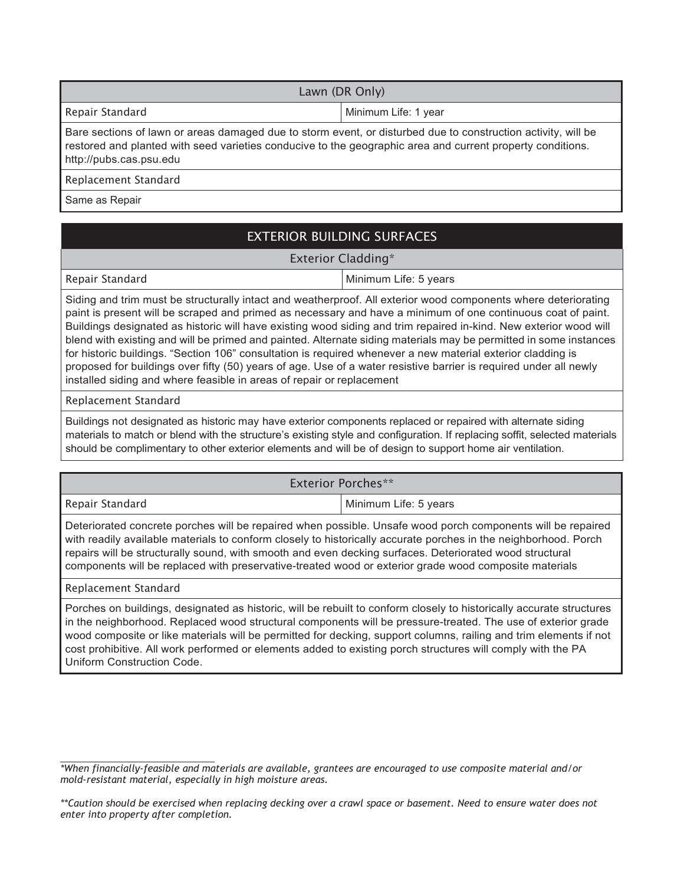### Lawn (DR Only)

| Repair Standard | Minimum Life: 1 year |
|---|---|

Bare sections of lawn or areas damaged due to storm event, or disturbed due to construction activity, will be restored and planted with seed varieties conducive to the geographic area and current property conditions. http://pubs.cas.psu.edu

**Replacement Standard**

Same as Repair

## EXTERIOR BUILDING SURFACES

### Exterior Cladding*

| Repair Standard | Minimum Life: 5 years |
|---|---|

Siding and trim must be structurally intact and weatherproof. All exterior wood components where deteriorating paint is present will be scraped and primed as necessary and have a minimum of one continuous coat of paint. Buildings designated as historic will have existing wood siding and trim repaired in-kind. New exterior wood will blend with existing and will be primed and painted. Alternate siding materials may be permitted in some instances for historic buildings. "Section 106" consultation is required whenever a new material exterior cladding is proposed for buildings over fifty (50) years of age. Use of a water resistive barrier is required under all newly installed siding and where feasible in areas of repair or replacement

**Replacement Standard**

Buildings not designated as historic may have exterior components replaced or repaired with alternate siding materials to match or blend with the structure's existing style and configuration. If replacing soffit, selected materials should be complimentary to other exterior elements and will be of design to support home air ventilation.

### Exterior Porches**

| Repair Standard | Minimum Life: 5 years |
|---|---|

Deteriorated concrete porches will be repaired when possible. Unsafe wood porch components will be repaired with readily available materials to conform closely to historically accurate porches in the neighborhood. Porch repairs will be structurally sound, with smooth and even decking surfaces. Deteriorated wood structural components will be replaced with preservative-treated wood or exterior grade wood composite materials

**Replacement Standard**

Porches on buildings, designated as historic, will be rebuilt to conform closely to historically accurate structures in the neighborhood. Replaced wood structural components will be pressure-treated. The use of exterior grade wood composite or like materials will be permitted for decking, support columns, railing and trim elements if not cost prohibitive. All work performed or elements added to existing porch structures will comply with the PA Uniform Construction Code.

---

*\*When financially-feasible and materials are available, grantees are encouraged to use composite material and/or mold-resistant material, especially in high moisture areas.*

*\*\*Caution should be exercised when replacing decking over a crawl space or basement. Need to ensure water does not enter into property after completion.*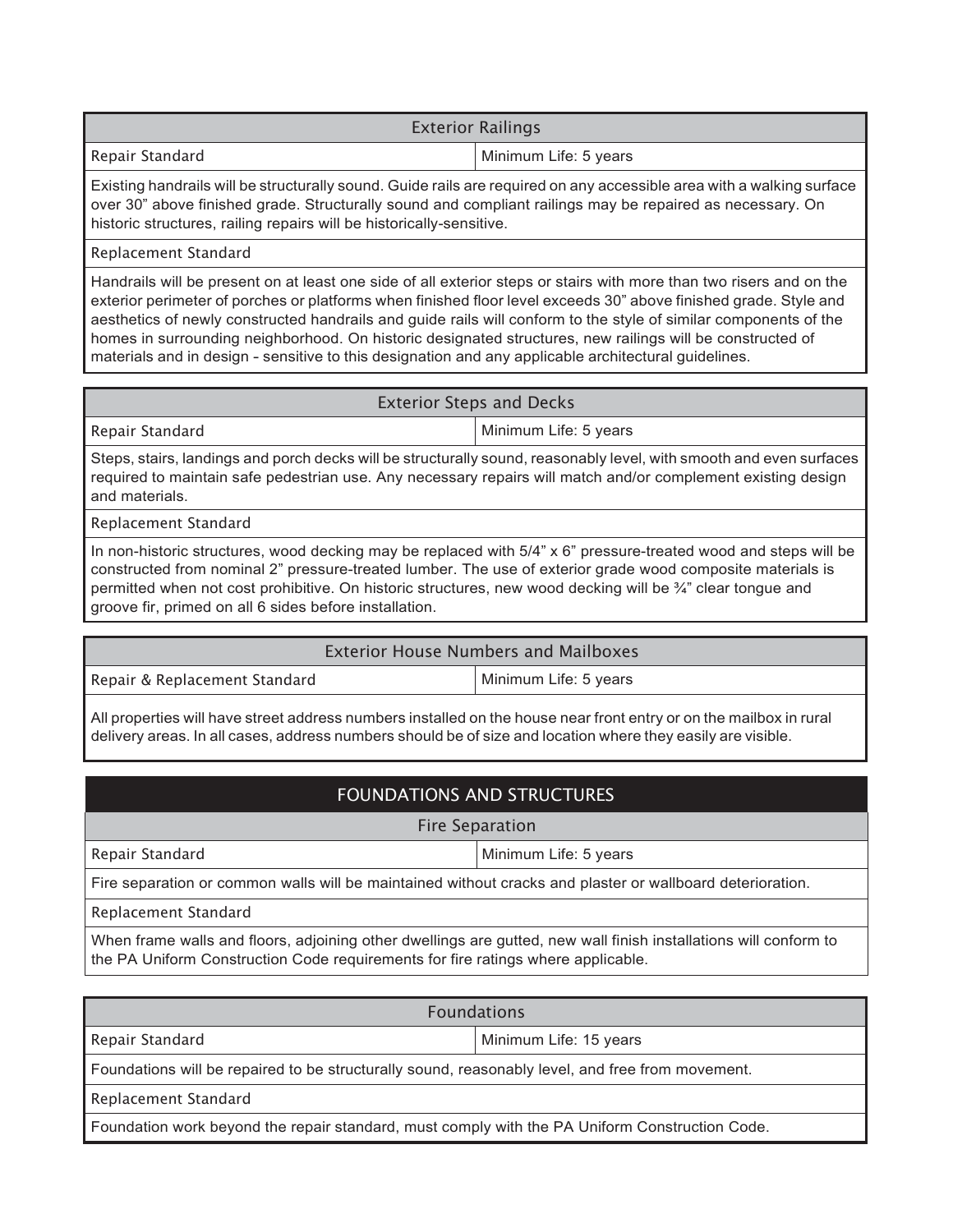### Exterior Railings

| Repair Standard | Minimum Life: 5 years |
| --- | --- |

Existing handrails will be structurally sound. Guide rails are required on any accessible area with a walking surface over 30” above finished grade. Structurally sound and compliant railings may be repaired as necessary. On historic structures, railing repairs will be historically-sensitive.

**Replacement Standard**

Handrails will be present on at least one side of all exterior steps or stairs with more than two risers and on the exterior perimeter of porches or platforms when finished floor level exceeds 30” above finished grade. Style and aesthetics of newly constructed handrails and guide rails will conform to the style of similar components of the homes in surrounding neighborhood. On historic designated structures, new railings will be constructed of materials and in design - sensitive to this designation and any applicable architectural guidelines.

### Exterior Steps and Decks

| Repair Standard | Minimum Life: 5 years |
| --- | --- |

Steps, stairs, landings and porch decks will be structurally sound, reasonably level, with smooth and even surfaces required to maintain safe pedestrian use. Any necessary repairs will match and/or complement existing design and materials.

**Replacement Standard**

In non-historic structures, wood decking may be replaced with 5/4” x 6” pressure-treated wood and steps will be constructed from nominal 2” pressure-treated lumber. The use of exterior grade wood composite materials is permitted when not cost prohibitive. On historic structures, new wood decking will be ¾” clear tongue and groove fir, primed on all 6 sides before installation.

### Exterior House Numbers and Mailboxes

| Repair & Replacement Standard | Minimum Life: 5 years |
| --- | --- |

All properties will have street address numbers installed on the house near front entry or on the mailbox in rural delivery areas. In all cases, address numbers should be of size and location where they easily are visible.

## FOUNDATIONS AND STRUCTURES

### Fire Separation

| Repair Standard | Minimum Life: 5 years |
| --- | --- |

Fire separation or common walls will be maintained without cracks and plaster or wallboard deterioration.

**Replacement Standard**

When frame walls and floors, adjoining other dwellings are gutted, new wall finish installations will conform to the PA Uniform Construction Code requirements for fire ratings where applicable.

### Foundations

| Repair Standard | Minimum Life: 15 years |
| --- | --- |

Foundations will be repaired to be structurally sound, reasonably level, and free from movement.

**Replacement Standard**

Foundation work beyond the repair standard, must comply with the PA Uniform Construction Code.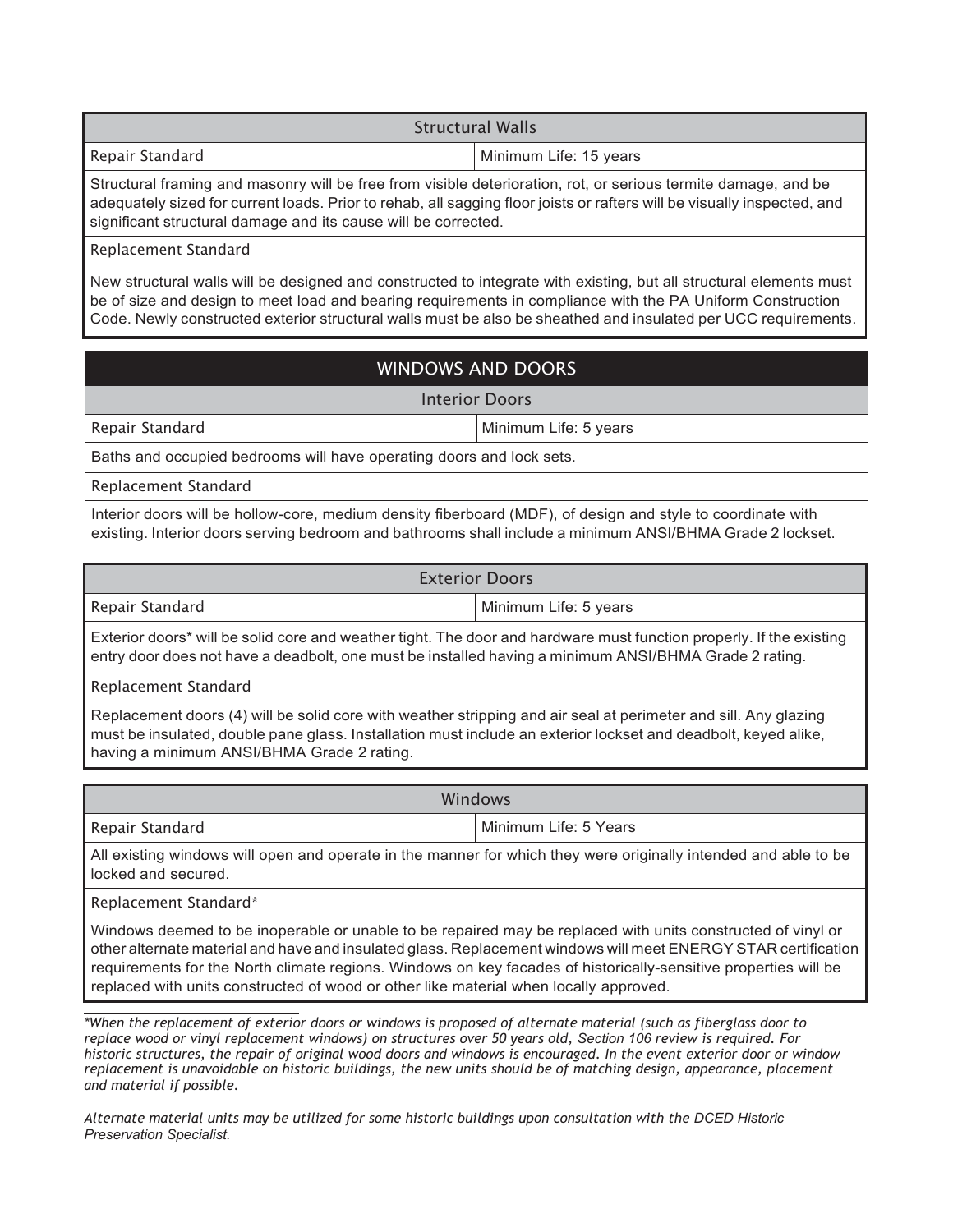### Structural Walls

| Repair Standard | Minimum Life: 15 years |
|---|---|

Structural framing and masonry will be free from visible deterioration, rot, or serious termite damage, and be adequately sized for current loads. Prior to rehab, all sagging floor joists or rafters will be visually inspected, and significant structural damage and its cause will be corrected.

Replacement Standard

New structural walls will be designed and constructed to integrate with existing, but all structural elements must be of size and design to meet load and bearing requirements in compliance with the PA Uniform Construction Code. Newly constructed exterior structural walls must be also be sheathed and insulated per UCC requirements.

## WINDOWS AND DOORS

### Interior Doors

| Repair Standard | Minimum Life: 5 years |
|---|---|

Baths and occupied bedrooms will have operating doors and lock sets.

Replacement Standard

Interior doors will be hollow-core, medium density fiberboard (MDF), of design and style to coordinate with existing. Interior doors serving bedroom and bathrooms shall include a minimum ANSI/BHMA Grade 2 lockset.

### Exterior Doors

| Repair Standard | Minimum Life: 5 years |
|---|---|

Exterior doors* will be solid core and weather tight. The door and hardware must function properly. If the existing entry door does not have a deadbolt, one must be installed having a minimum ANSI/BHMA Grade 2 rating.

Replacement Standard

Replacement doors (4) will be solid core with weather stripping and air seal at perimeter and sill. Any glazing must be insulated, double pane glass. Installation must include an exterior lockset and deadbolt, keyed alike, having a minimum ANSI/BHMA Grade 2 rating.

### Windows

| Repair Standard | Minimum Life: 5 Years |
|---|---|

All existing windows will open and operate in the manner for which they were originally intended and able to be locked and secured.

Replacement Standard*

Windows deemed to be inoperable or unable to be repaired may be replaced with units constructed of vinyl or other alternate material and have and insulated glass. Replacement windows will meet ENERGY STAR certification requirements for the North climate regions. Windows on key facades of historically-sensitive properties will be replaced with units constructed of wood or other like material when locally approved.

*\*When the replacement of exterior doors or windows is proposed of alternate material (such as fiberglass door to replace wood or vinyl replacement windows) on structures over 50 years old, Section 106 review is required. For historic structures, the repair of original wood doors and windows is encouraged. In the event exterior door or window replacement is unavoidable on historic buildings, the new units should be of matching design, appearance, placement and material if possible.*

*Alternate material units may be utilized for some historic buildings upon consultation with the DCED Historic Preservation Specialist.*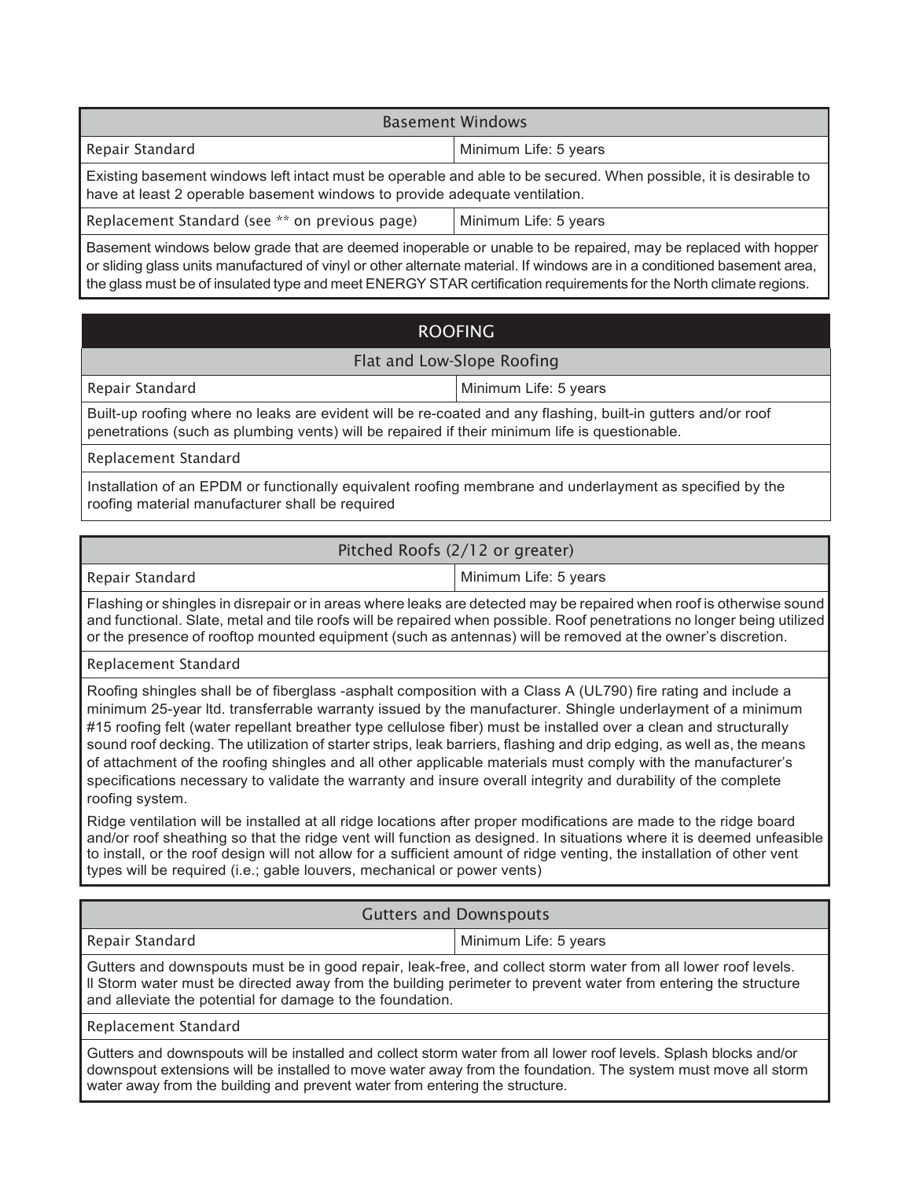| Basement Windows | |
|---|---|
| Repair Standard | Minimum Life: 5 years |
| Existing basement windows left intact must be operable and able to be secured. When possible, it is desirable to have at least 2 operable basement windows to provide adequate ventilation. | |
| Replacement Standard (see ** on previous page) | Minimum Life: 5 years |
| Basement windows below grade that are deemed inoperable or unable to be repaired, may be replaced with hopper or sliding glass units manufactured of vinyl or other alternate material. If windows are in a conditioned basement area, the glass must be of insulated type and meet ENERGY STAR certification requirements for the North climate regions. | |

## ROOFING

| Flat and Low-Slope Roofing | |
|---|---|
| Repair Standard | Minimum Life: 5 years |
| Built-up roofing where no leaks are evident will be re-coated and any flashing, built-in gutters and/or roof penetrations (such as plumbing vents) will be repaired if their minimum life is questionable. | |
| Replacement Standard | |
| Installation of an EPDM or functionally equivalent roofing membrane and underlayment as specified by the roofing material manufacturer shall be required | |

| Pitched Roofs (2/12 or greater) | |
|---|---|
| Repair Standard | Minimum Life: 5 years |
| Flashing or shingles in disrepair or in areas where leaks are detected may be repaired when roof is otherwise sound and functional. Slate, metal and tile roofs will be repaired when possible. Roof penetrations no longer being utilized or the presence of rooftop mounted equipment (such as antennas) will be removed at the owner's discretion. | |
| Replacement Standard | |
| Roofing shingles shall be of fiberglass -asphalt composition with a Class A (UL790) fire rating and include a minimum 25-year ltd. transferrable warranty issued by the manufacturer. Shingle underlayment of a minimum #15 roofing felt (water repellant breather type cellulose fiber) must be installed over a clean and structurally sound roof decking. The utilization of starter strips, leak barriers, flashing and drip edging, as well as, the means of attachment of the roofing shingles and all other applicable materials must comply with the manufacturer's specifications necessary to validate the warranty and insure overall integrity and durability of the complete roofing system.<br><br>Ridge ventilation will be installed at all ridge locations after proper modifications are made to the ridge board and/or roof sheathing so that the ridge vent will function as designed. In situations where it is deemed unfeasible to install, or the roof design will not allow for a sufficient amount of ridge venting, the installation of other vent types will be required (i.e.; gable louvers, mechanical or power vents) | |

| Gutters and Downspouts | |
|---|---|
| Repair Standard | Minimum Life: 5 years |
| Gutters and downspouts must be in good repair, leak-free, and collect storm water from all lower roof levels. ll Storm water must be directed away from the building perimeter to prevent water from entering the structure and alleviate the potential for damage to the foundation. | |
| Replacement Standard | |
| Gutters and downspouts will be installed and collect storm water from all lower roof levels. Splash blocks and/or downspout extensions will be installed to move water away from the foundation. The system must move all storm water away from the building and prevent water from entering the structure. | |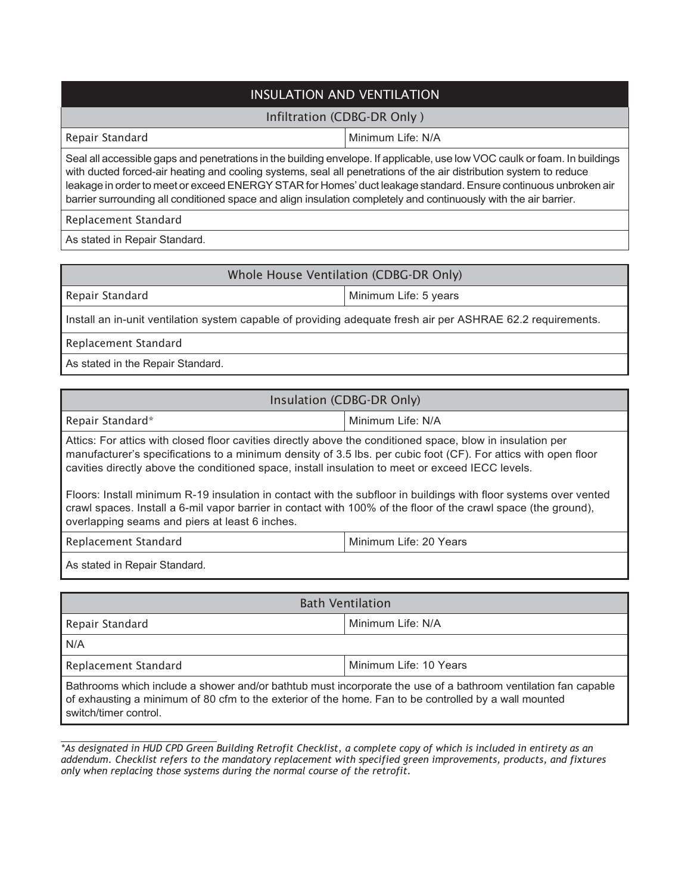## INSULATION AND VENTILATION

### Infiltration (CDBG-DR Only )

| Repair Standard | Minimum Life: N/A |
| --- | --- |
| Seal all accessible gaps and penetrations in the building envelope. If applicable, use low VOC caulk or foam. In buildings with ducted forced-air heating and cooling systems, seal all penetrations of the air distribution system to reduce leakage in order to meet or exceed ENERGY STAR for Homes' duct leakage standard. Ensure continuous unbroken air barrier surrounding all conditioned space and align insulation completely and continuously with the air barrier. | |
| Replacement Standard | |
| As stated in Repair Standard. | |

### Whole House Ventilation (CDBG-DR Only)

| Repair Standard | Minimum Life: 5 years |
| --- | --- |
| Install an in-unit ventilation system capable of providing adequate fresh air per ASHRAE 62.2 requirements. | |
| Replacement Standard | |
| As stated in the Repair Standard. | |

### Insulation (CDBG-DR Only)

| Repair Standard* | Minimum Life: N/A |
| --- | --- |
| Attics: For attics with closed floor cavities directly above the conditioned space, blow in insulation per manufacturer's specifications to a minimum density of 3.5 lbs. per cubic foot (CF). For attics with open floor cavities directly above the conditioned space, install insulation to meet or exceed IECC levels.<br><br>Floors: Install minimum R-19 insulation in contact with the subfloor in buildings with floor systems over vented crawl spaces. Install a 6-mil vapor barrier in contact with 100% of the floor of the crawl space (the ground), overlapping seams and piers at least 6 inches. | |
| Replacement Standard | Minimum Life: 20 Years |
| As stated in Repair Standard. | |

### Bath Ventilation

| Repair Standard | Minimum Life: N/A |
| --- | --- |
| N/A | |
| Replacement Standard | Minimum Life: 10 Years |
| Bathrooms which include a shower and/or bathtub must incorporate the use of a bathroom ventilation fan capable of exhausting a minimum of 80 cfm to the exterior of the home. Fan to be controlled by a wall mounted switch/timer control. | |

*\*As designated in HUD CPD Green Building Retrofit Checklist, a complete copy of which is included in entirety as an addendum. Checklist refers to the mandatory replacement with specified green improvements, products, and fixtures only when replacing those systems during the normal course of the retrofit.*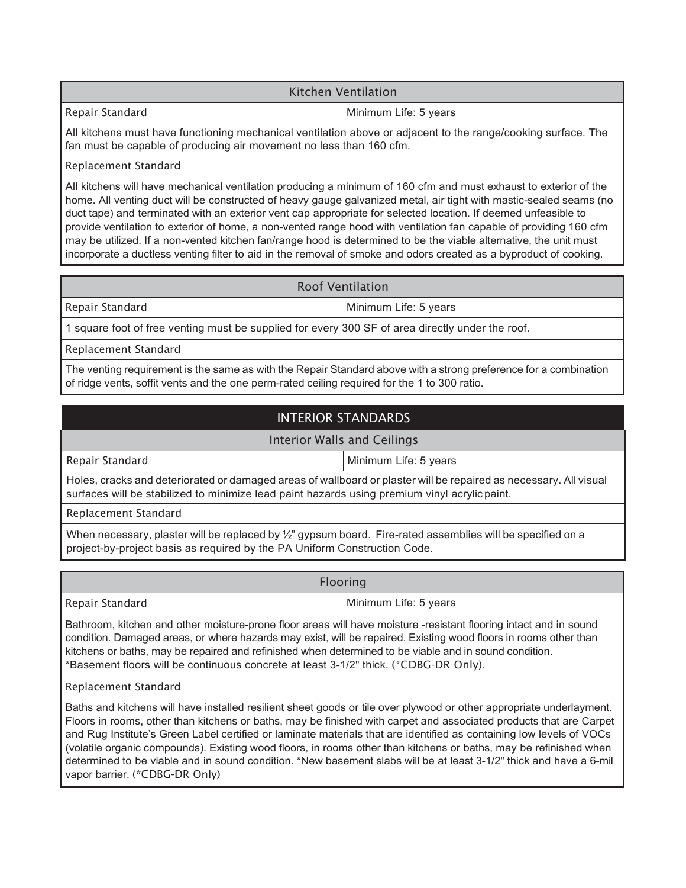### Kitchen Ventilation

| Repair Standard | Minimum Life: 5 years |
|---|---|

All kitchens must have functioning mechanical ventilation above or adjacent to the range/cooking surface. The fan must be capable of producing air movement no less than 160 cfm.

**Replacement Standard**

All kitchens will have mechanical ventilation producing a minimum of 160 cfm and must exhaust to exterior of the home. All venting duct will be constructed of heavy gauge galvanized metal, air tight with mastic-sealed seams (no duct tape) and terminated with an exterior vent cap appropriate for selected location. If deemed unfeasible to provide ventilation to exterior of home, a non-vented range hood with ventilation fan capable of providing 160 cfm may be utilized. If a non-vented kitchen fan/range hood is determined to be the viable alternative, the unit must incorporate a ductless venting filter to aid in the removal of smoke and odors created as a byproduct of cooking.

### Roof Ventilation

| Repair Standard | Minimum Life: 5 years |
|---|---|

1 square foot of free venting must be supplied for every 300 SF of area directly under the roof.

**Replacement Standard**

The venting requirement is the same as with the Repair Standard above with a strong preference for a combination of ridge vents, soffit vents and the one perm-rated ceiling required for the 1 to 300 ratio.

## INTERIOR STANDARDS

### Interior Walls and Ceilings

| Repair Standard | Minimum Life: 5 years |
|---|---|

Holes, cracks and deteriorated or damaged areas of wallboard or plaster will be repaired as necessary. All visual surfaces will be stabilized to minimize lead paint hazards using premium vinyl acrylic paint.

**Replacement Standard**

When necessary, plaster will be replaced by ½" gypsum board. Fire-rated assemblies will be specified on a project-by-project basis as required by the PA Uniform Construction Code.

### Flooring

| Repair Standard | Minimum Life: 5 years |
|---|---|

Bathroom, kitchen and other moisture-prone floor areas will have moisture -resistant flooring intact and in sound condition. Damaged areas, or where hazards may exist, will be repaired. Existing wood floors in rooms other than kitchens or baths, may be repaired and refinished when determined to be viable and in sound condition. *Basement floors will be continuous concrete at least 3-1/2" thick. (*CDBG-DR Only).

**Replacement Standard**

Baths and kitchens will have installed resilient sheet goods or tile over plywood or other appropriate underlayment. Floors in rooms, other than kitchens or baths, may be finished with carpet and associated products that are Carpet and Rug Institute's Green Label certified or laminate materials that are identified as containing low levels of VOCs (volatile organic compounds). Existing wood floors, in rooms other than kitchens or baths, may be refinished when determined to be viable and in sound condition. *New basement slabs will be at least 3-1/2" thick and have a 6-mil vapor barrier. (*CDBG-DR Only)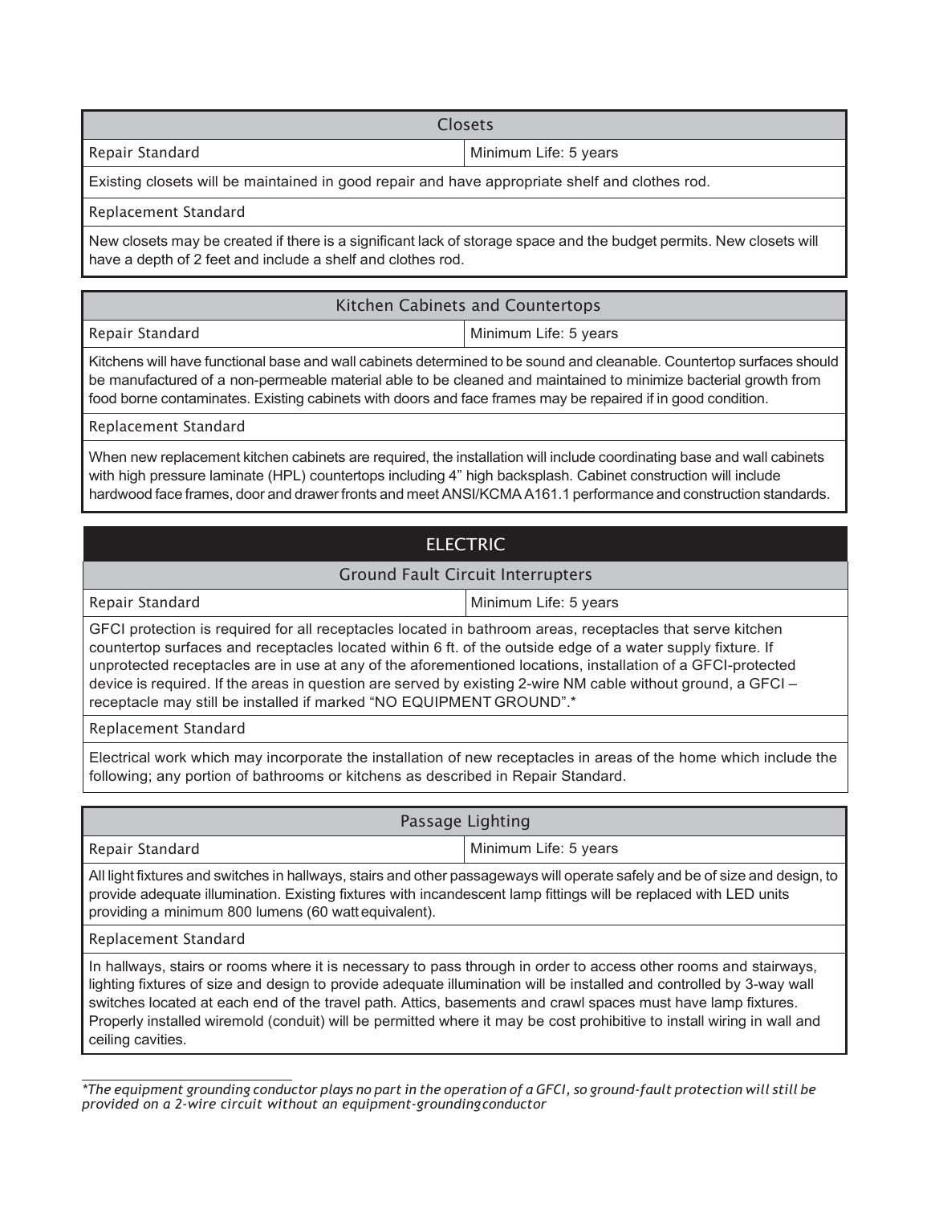### Closets

**Repair Standard** — Minimum Life: 5 years

Existing closets will be maintained in good repair and have appropriate shelf and clothes rod.

**Replacement Standard**

New closets may be created if there is a significant lack of storage space and the budget permits. New closets will have a depth of 2 feet and include a shelf and clothes rod.

### Kitchen Cabinets and Countertops

**Repair Standard** — Minimum Life: 5 years

Kitchens will have functional base and wall cabinets determined to be sound and cleanable. Countertop surfaces should be manufactured of a non-permeable material able to be cleaned and maintained to minimize bacterial growth from food borne contaminates. Existing cabinets with doors and face frames may be repaired if in good condition.

**Replacement Standard**

When new replacement kitchen cabinets are required, the installation will include coordinating base and wall cabinets with high pressure laminate (HPL) countertops including 4" high backsplash. Cabinet construction will include hardwood face frames, door and drawer fronts and meet ANSI/KCMA A161.1 performance and construction standards.

## ELECTRIC

### Ground Fault Circuit Interrupters

**Repair Standard** — Minimum Life: 5 years

GFCI protection is required for all receptacles located in bathroom areas, receptacles that serve kitchen countertop surfaces and receptacles located within 6 ft. of the outside edge of a water supply fixture. If unprotected receptacles are in use at any of the aforementioned locations, installation of a GFCI-protected device is required. If the areas in question are served by existing 2-wire NM cable without ground, a GFCI – receptacle may still be installed if marked "NO EQUIPMENT GROUND".*

**Replacement Standard**

Electrical work which may incorporate the installation of new receptacles in areas of the home which include the following; any portion of bathrooms or kitchens as described in Repair Standard.

### Passage Lighting

**Repair Standard** — Minimum Life: 5 years

All light fixtures and switches in hallways, stairs and other passageways will operate safely and be of size and design, to provide adequate illumination. Existing fixtures with incandescent lamp fittings will be replaced with LED units providing a minimum 800 lumens (60 watt equivalent).

**Replacement Standard**

In hallways, stairs or rooms where it is necessary to pass through in order to access other rooms and stairways, lighting fixtures of size and design to provide adequate illumination will be installed and controlled by 3-way wall switches located at each end of the travel path. Attics, basements and crawl spaces must have lamp fixtures. Properly installed wiremold (conduit) will be permitted where it may be cost prohibitive to install wiring in wall and ceiling cavities.

---

*\*The equipment grounding conductor plays no part in the operation of a GFCI, so ground-fault protection will still be provided on a 2-wire circuit without an equipment-grounding conductor*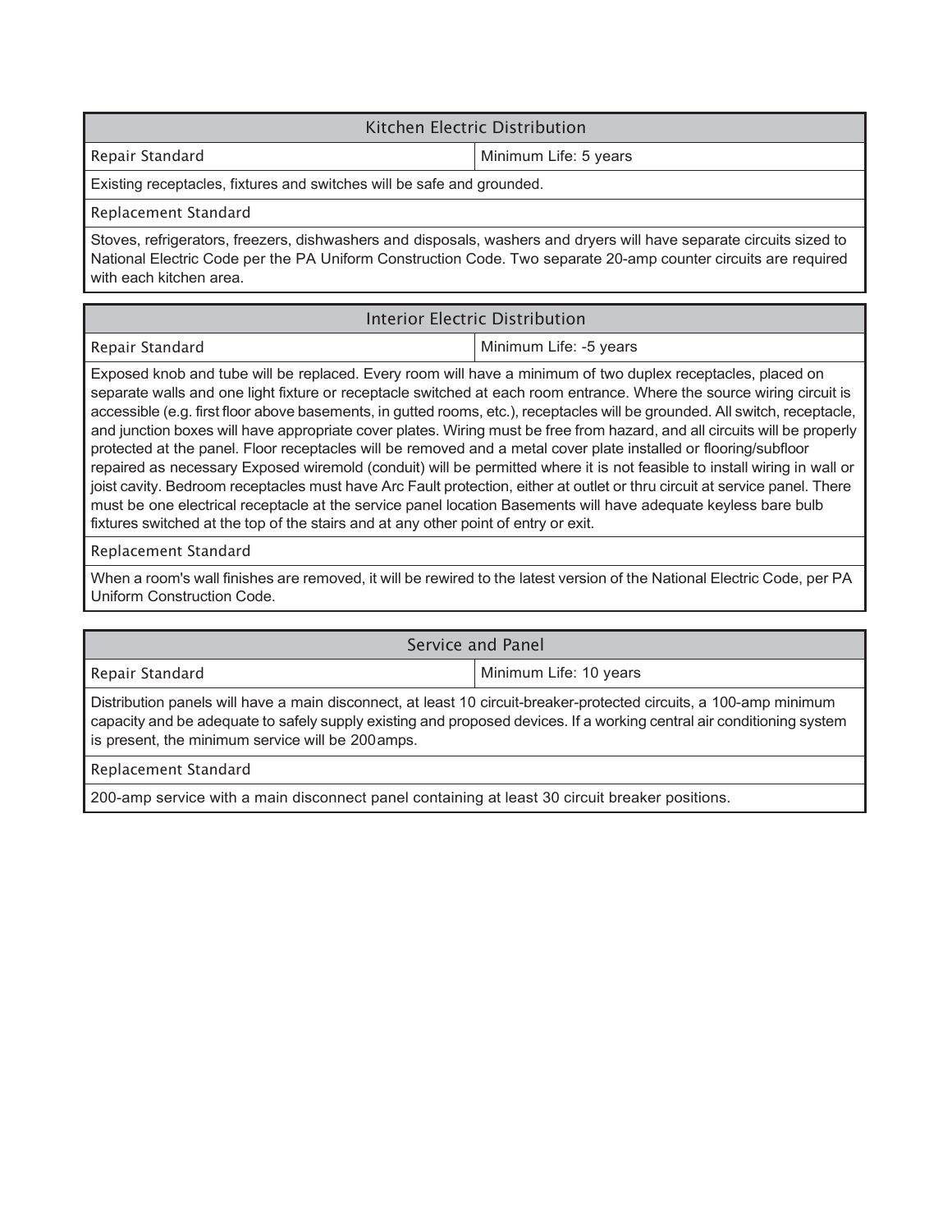## Kitchen Electric Distribution

| Repair Standard | Minimum Life: 5 years |
|---|---|

Existing receptacles, fixtures and switches will be safe and grounded.

Replacement Standard

Stoves, refrigerators, freezers, dishwashers and disposals, washers and dryers will have separate circuits sized to National Electric Code per the PA Uniform Construction Code. Two separate 20-amp counter circuits are required with each kitchen area.

## Interior Electric Distribution

| Repair Standard | Minimum Life: -5 years |
|---|---|

Exposed knob and tube will be replaced. Every room will have a minimum of two duplex receptacles, placed on separate walls and one light fixture or receptacle switched at each room entrance. Where the source wiring circuit is accessible (e.g. first floor above basements, in gutted rooms, etc.), receptacles will be grounded. All switch, receptacle, and junction boxes will have appropriate cover plates. Wiring must be free from hazard, and all circuits will be properly protected at the panel. Floor receptacles will be removed and a metal cover plate installed or flooring/subfloor repaired as necessary Exposed wiremold (conduit) will be permitted where it is not feasible to install wiring in wall or joist cavity. Bedroom receptacles must have Arc Fault protection, either at outlet or thru circuit at service panel. There must be one electrical receptacle at the service panel location Basements will have adequate keyless bare bulb fixtures switched at the top of the stairs and at any other point of entry or exit.

Replacement Standard

When a room's wall finishes are removed, it will be rewired to the latest version of the National Electric Code, per PA Uniform Construction Code.

## Service and Panel

| Repair Standard | Minimum Life: 10 years |
|---|---|

Distribution panels will have a main disconnect, at least 10 circuit-breaker-protected circuits, a 100-amp minimum capacity and be adequate to safely supply existing and proposed devices. If a working central air conditioning system is present, the minimum service will be 200 amps.

Replacement Standard

200-amp service with a main disconnect panel containing at least 30 circuit breaker positions.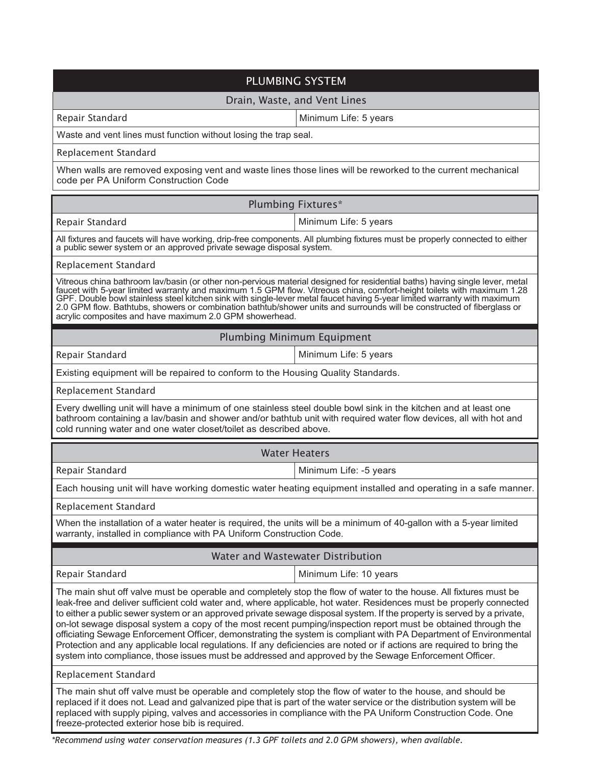## PLUMBING SYSTEM

### Drain, Waste, and Vent Lines

| Repair Standard | Minimum Life: 5 years |
|---|---|

Waste and vent lines must function without losing the trap seal.

**Replacement Standard**

When walls are removed exposing vent and waste lines those lines will be reworked to the current mechanical code per PA Uniform Construction Code

### Plumbing Fixtures*

| Repair Standard | Minimum Life: 5 years |
|---|---|

All fixtures and faucets will have working, drip-free components. All plumbing fixtures must be properly connected to either a public sewer system or an approved private sewage disposal system.

**Replacement Standard**

Vitreous china bathroom lav/basin (or other non-pervious material designed for residential baths) having single lever, metal faucet with 5-year limited warranty and maximum 1.5 GPM flow. Vitreous china, comfort-height toilets with maximum 1.28 GPF. Double bowl stainless steel kitchen sink with single-lever metal faucet having 5-year limited warranty with maximum 2.0 GPM flow. Bathtubs, showers or combination bathtub/shower units and surrounds will be constructed of fiberglass or acrylic composites and have maximum 2.0 GPM showerhead.

### Plumbing Minimum Equipment

| Repair Standard | Minimum Life: 5 years |
|---|---|

Existing equipment will be repaired to conform to the Housing Quality Standards.

**Replacement Standard**

Every dwelling unit will have a minimum of one stainless steel double bowl sink in the kitchen and at least one bathroom containing a lav/basin and shower and/or bathtub unit with required water flow devices, all with hot and cold running water and one water closet/toilet as described above.

### Water Heaters

| Repair Standard | Minimum Life: -5 years |
|---|---|

Each housing unit will have working domestic water heating equipment installed and operating in a safe manner.

**Replacement Standard**

When the installation of a water heater is required, the units will be a minimum of 40-gallon with a 5-year limited warranty, installed in compliance with PA Uniform Construction Code.

### Water and Wastewater Distribution

| Repair Standard | Minimum Life: 10 years |
|---|---|

The main shut off valve must be operable and completely stop the flow of water to the house. All fixtures must be leak-free and deliver sufficient cold water and, where applicable, hot water. Residences must be properly connected to either a public sewer system or an approved private sewage disposal system. If the property is served by a private, on-lot sewage disposal system a copy of the most recent pumping/inspection report must be obtained through the officiating Sewage Enforcement Officer, demonstrating the system is compliant with PA Department of Environmental Protection and any applicable local regulations. If any deficiencies are noted or if actions are required to bring the system into compliance, those issues must be addressed and approved by the Sewage Enforcement Officer.

**Replacement Standard**

The main shut off valve must be operable and completely stop the flow of water to the house, and should be replaced if it does not. Lead and galvanized pipe that is part of the water service or the distribution system will be replaced with supply piping, valves and accessories in compliance with the PA Uniform Construction Code. One freeze-protected exterior hose bib is required.

*\*Recommend using water conservation measures (1.3 GPF toilets and 2.0 GPM showers), when available.*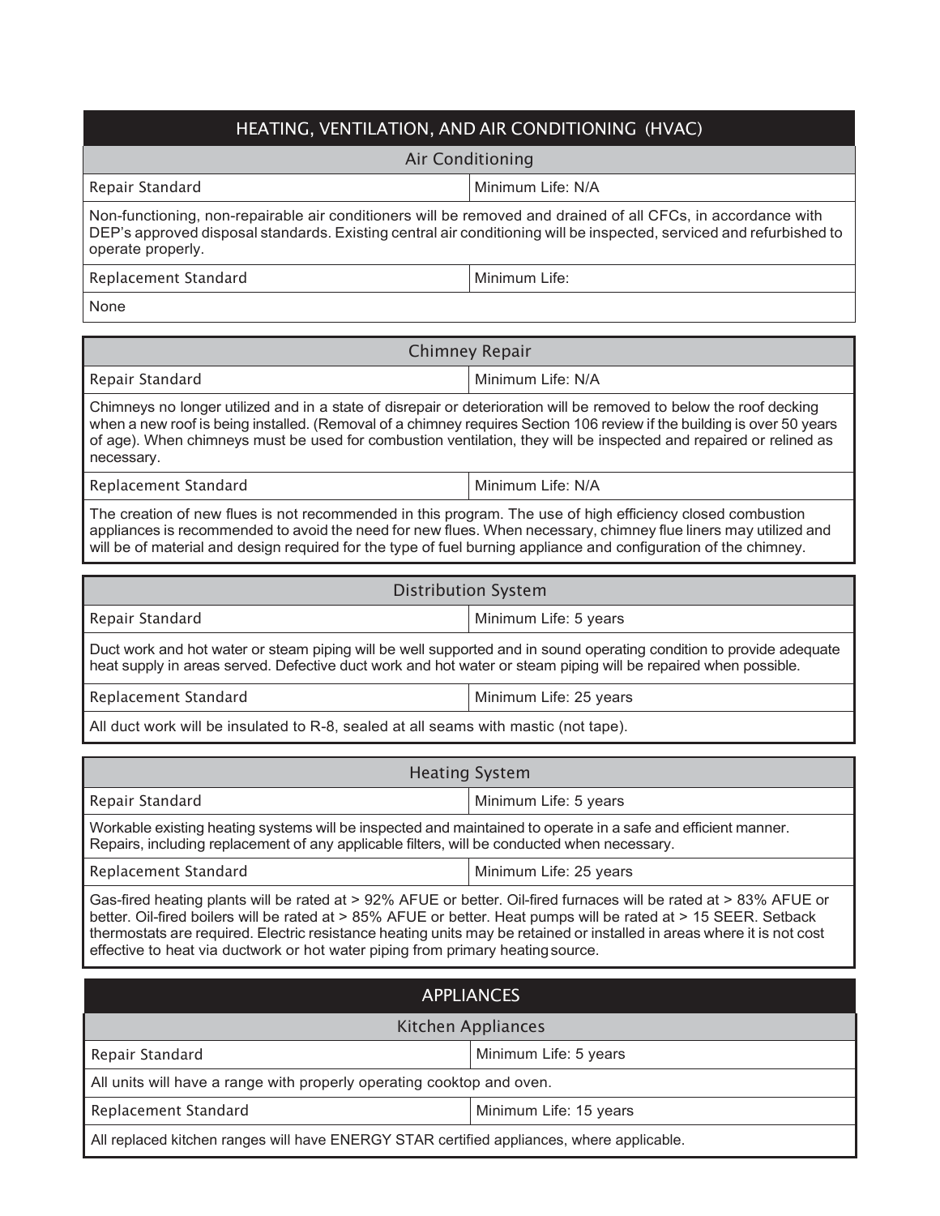## HEATING, VENTILATION, AND AIR CONDITIONING (HVAC)

### Air Conditioning

| Repair Standard | Minimum Life: N/A |
|---|---|
| Non-functioning, non-repairable air conditioners will be removed and drained of all CFCs, in accordance with DEP's approved disposal standards. Existing central air conditioning will be inspected, serviced and refurbished to operate properly. | |
| **Replacement Standard** | **Minimum Life:** |
| None | |

### Chimney Repair

| Repair Standard | Minimum Life: N/A |
|---|---|
| Chimneys no longer utilized and in a state of disrepair or deterioration will be removed to below the roof decking when a new roof is being installed. (Removal of a chimney requires Section 106 review if the building is over 50 years of age). When chimneys must be used for combustion ventilation, they will be inspected and repaired or relined as necessary. | |
| **Replacement Standard** | **Minimum Life: N/A** |
| The creation of new flues is not recommended in this program. The use of high efficiency closed combustion appliances is recommended to avoid the need for new flues. When necessary, chimney flue liners may utilized and will be of material and design required for the type of fuel burning appliance and configuration of the chimney. | |

### Distribution System

| Repair Standard | Minimum Life: 5 years |
|---|---|
| Duct work and hot water or steam piping will be well supported and in sound operating condition to provide adequate heat supply in areas served. Defective duct work and hot water or steam piping will be repaired when possible. | |
| **Replacement Standard** | **Minimum Life: 25 years** |
| All duct work will be insulated to R-8, sealed at all seams with mastic (not tape). | |

### Heating System

| Repair Standard | Minimum Life: 5 years |
|---|---|
| Workable existing heating systems will be inspected and maintained to operate in a safe and efficient manner. Repairs, including replacement of any applicable filters, will be conducted when necessary. | |
| **Replacement Standard** | **Minimum Life: 25 years** |
| Gas-fired heating plants will be rated at > 92% AFUE or better. Oil-fired furnaces will be rated at > 83% AFUE or better. Oil-fired boilers will be rated at > 85% AFUE or better. Heat pumps will be rated at > 15 SEER. Setback thermostats are required. Electric resistance heating units may be retained or installed in areas where it is not cost effective to heat via ductwork or hot water piping from primary heating source. | |

## APPLIANCES

### Kitchen Appliances

| Repair Standard | Minimum Life: 5 years |
|---|---|
| All units will have a range with properly operating cooktop and oven. | |
| **Replacement Standard** | **Minimum Life: 15 years** |
| All replaced kitchen ranges will have ENERGY STAR certified appliances, where applicable. | |